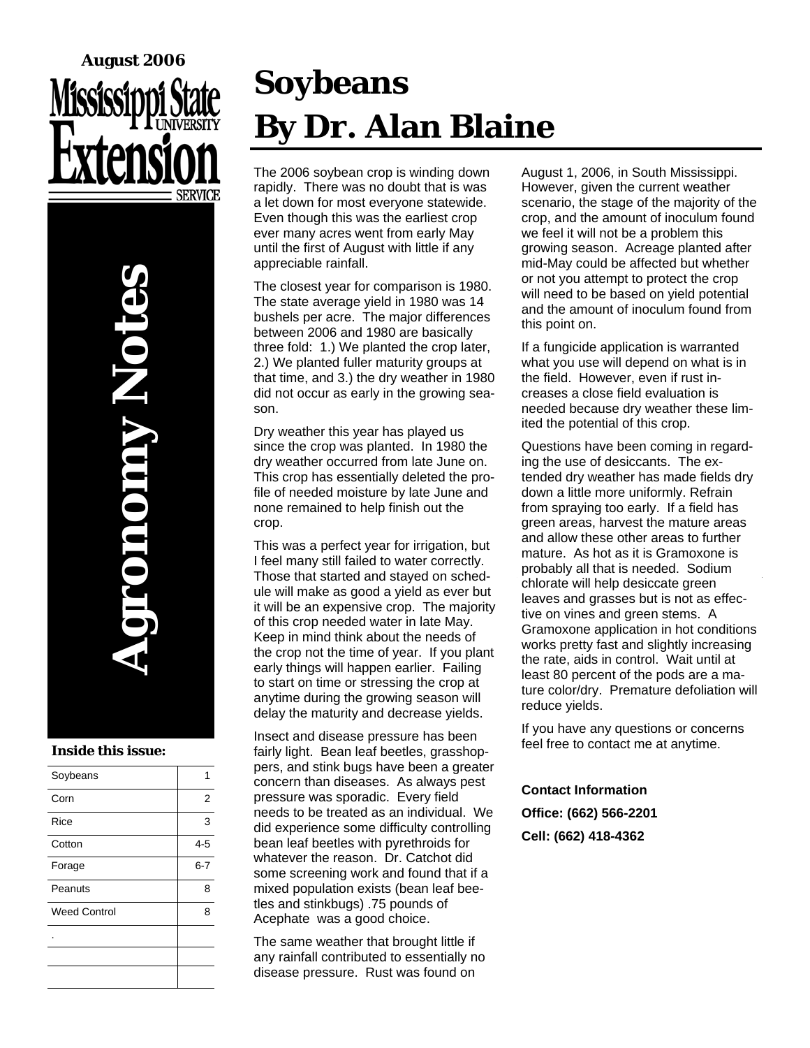**August 2006**

Mississippi State University Extension Service

# Agronomy Notes

**Inside this issue:**

| | |
|---|---|
| Soybeans | 1 |
| Corn | 2 |
| Rice | 3 |
| Cotton | 4-5 |
| Forage | 6-7 |
| Peanuts | 8 |
| Weed Control | 8 |

# Soybeans
# By Dr. Alan Blaine

The 2006 soybean crop is winding down rapidly. There was no doubt that is was a let down for most everyone statewide. Even though this was the earliest crop ever many acres went from early May until the first of August with little if any appreciable rainfall.

The closest year for comparison is 1980. The state average yield in 1980 was 14 bushels per acre. The major differences between 2006 and 1980 are basically three fold: 1.) We planted the crop later, 2.) We planted fuller maturity groups at that time, and 3.) the dry weather in 1980 did not occur as early in the growing season.

Dry weather this year has played us since the crop was planted. In 1980 the dry weather occurred from late June on. This crop has essentially deleted the profile of needed moisture by late June and none remained to help finish out the crop.

This was a perfect year for irrigation, but I feel many still failed to water correctly. Those that started and stayed on schedule will make as good a yield as ever but it will be an expensive crop. The majority of this crop needed water in late May. Keep in mind think about the needs of the crop not the time of year. If you plant early things will happen earlier. Failing to start on time or stressing the crop at anytime during the growing season will delay the maturity and decrease yields.

Insect and disease pressure has been fairly light. Bean leaf beetles, grasshoppers, and stink bugs have been a greater concern than diseases. As always pest pressure was sporadic. Every field needs to be treated as an individual. We did experience some difficulty controlling bean leaf beetles with pyrethroids for whatever the reason. Dr. Catchot did some screening work and found that if a mixed population exists (bean leaf beetles and stinkbugs) .75 pounds of Acephate was a good choice.

The same weather that brought little if any rainfall contributed to essentially no disease pressure. Rust was found on August 1, 2006, in South Mississippi. However, given the current weather scenario, the stage of the majority of the crop, and the amount of inoculum found we feel it will not be a problem this growing season. Acreage planted after mid-May could be affected but whether or not you attempt to protect the crop will need to be based on yield potential and the amount of inoculum found from this point on.

If a fungicide application is warranted what you use will depend on what is in the field. However, even if rust increases a close field evaluation is needed because dry weather these limited the potential of this crop.

Questions have been coming in regarding the use of desiccants. The extended dry weather has made fields dry down a little more uniformly. Refrain from spraying too early. If a field has green areas, harvest the mature areas and allow these other areas to further mature. As hot as it is Gramoxone is probably all that is needed. Sodium chlorate will help desiccate green leaves and grasses but is not as effective on vines and green stems. A Gramoxone application in hot conditions works pretty fast and slightly increasing the rate, aids in control. Wait until at least 80 percent of the pods are a mature color/dry. Premature defoliation will reduce yields.

If you have any questions or concerns feel free to contact me at anytime.

**Contact Information**

**Office: (662) 566-2201**

**Cell: (662) 418-4362**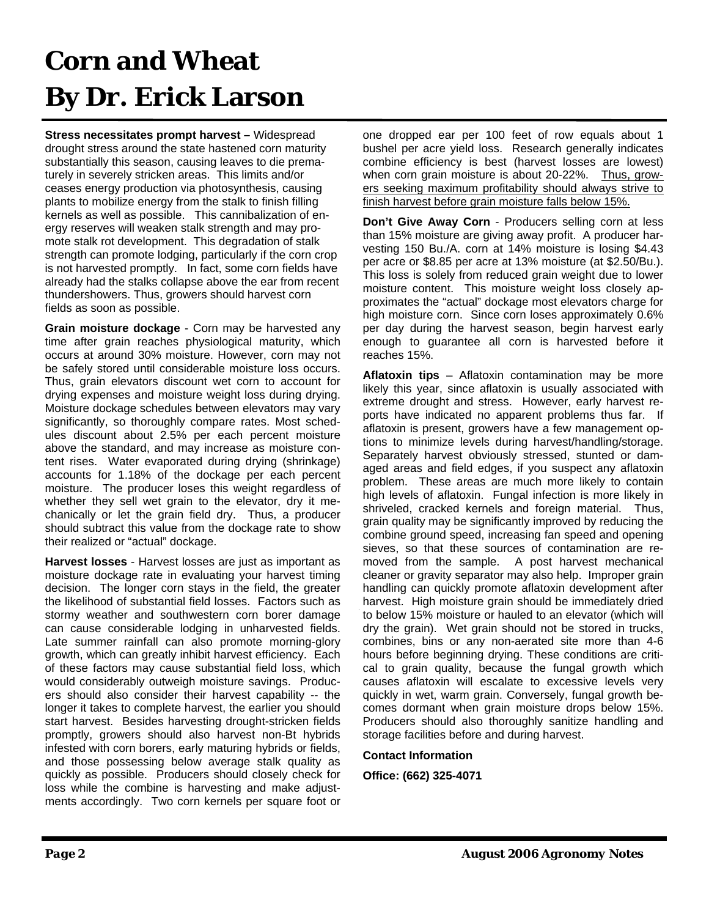# Corn and Wheat
# By Dr. Erick Larson

**Stress necessitates prompt harvest –** Widespread drought stress around the state hastened corn maturity substantially this season, causing leaves to die prematurely in severely stricken areas. This limits and/or ceases energy production via photosynthesis, causing plants to mobilize energy from the stalk to finish filling kernels as well as possible. This cannibalization of energy reserves will weaken stalk strength and may promote stalk rot development. This degradation of stalk strength can promote lodging, particularly if the corn crop is not harvested promptly. In fact, some corn fields have already had the stalks collapse above the ear from recent thundershowers. Thus, growers should harvest corn fields as soon as possible.

**Grain moisture dockage** - Corn may be harvested any time after grain reaches physiological maturity, which occurs at around 30% moisture. However, corn may not be safely stored until considerable moisture loss occurs. Thus, grain elevators discount wet corn to account for drying expenses and moisture weight loss during drying. Moisture dockage schedules between elevators may vary significantly, so thoroughly compare rates. Most schedules discount about 2.5% per each percent moisture above the standard, and may increase as moisture content rises. Water evaporated during drying (shrinkage) accounts for 1.18% of the dockage per each percent moisture. The producer loses this weight regardless of whether they sell wet grain to the elevator, dry it mechanically or let the grain field dry. Thus, a producer should subtract this value from the dockage rate to show their realized or "actual" dockage.

**Harvest losses** - Harvest losses are just as important as moisture dockage rate in evaluating your harvest timing decision. The longer corn stays in the field, the greater the likelihood of substantial field losses. Factors such as stormy weather and southwestern corn borer damage can cause considerable lodging in unharvested fields. Late summer rainfall can also promote morning-glory growth, which can greatly inhibit harvest efficiency. Each of these factors may cause substantial field loss, which would considerably outweigh moisture savings. Producers should also consider their harvest capability -- the longer it takes to complete harvest, the earlier you should start harvest. Besides harvesting drought-stricken fields promptly, growers should also harvest non-Bt hybrids infested with corn borers, early maturing hybrids or fields, and those possessing below average stalk quality as quickly as possible. Producers should closely check for loss while the combine is harvesting and make adjustments accordingly. Two corn kernels per square foot or one dropped ear per 100 feet of row equals about 1 bushel per acre yield loss. Research generally indicates combine efficiency is best (harvest losses are lowest) when corn grain moisture is about 20-22%. Thus, growers seeking maximum profitability should always strive to finish harvest before grain moisture falls below 15%.

**Don't Give Away Corn** - Producers selling corn at less than 15% moisture are giving away profit. A producer harvesting 150 Bu./A. corn at 14% moisture is losing $4.43 per acre or $8.85 per acre at 13% moisture (at $2.50/Bu.). This loss is solely from reduced grain weight due to lower moisture content. This moisture weight loss closely approximates the "actual" dockage most elevators charge for high moisture corn. Since corn loses approximately 0.6% per day during the harvest season, begin harvest early enough to guarantee all corn is harvested before it reaches 15%.

**Aflatoxin tips** – Aflatoxin contamination may be more likely this year, since aflatoxin is usually associated with extreme drought and stress. However, early harvest reports have indicated no apparent problems thus far. If aflatoxin is present, growers have a few management options to minimize levels during harvest/handling/storage. Separately harvest obviously stressed, stunted or damaged areas and field edges, if you suspect any aflatoxin problem. These areas are much more likely to contain high levels of aflatoxin. Fungal infection is more likely in shriveled, cracked kernels and foreign material. Thus, grain quality may be significantly improved by reducing the combine ground speed, increasing fan speed and opening sieves, so that these sources of contamination are removed from the sample. A post harvest mechanical cleaner or gravity separator may also help. Improper grain handling can quickly promote aflatoxin development after harvest. High moisture grain should be immediately dried to below 15% moisture or hauled to an elevator (which will dry the grain). Wet grain should not be stored in trucks, combines, bins or any non-aerated site more than 4-6 hours before beginning drying. These conditions are critical to grain quality, because the fungal growth which causes aflatoxin will escalate to excessive levels very quickly in wet, warm grain. Conversely, fungal growth becomes dormant when grain moisture drops below 15%. Producers should also thoroughly sanitize handling and storage facilities before and during harvest.

**Contact Information**

**Office: (662) 325-4071**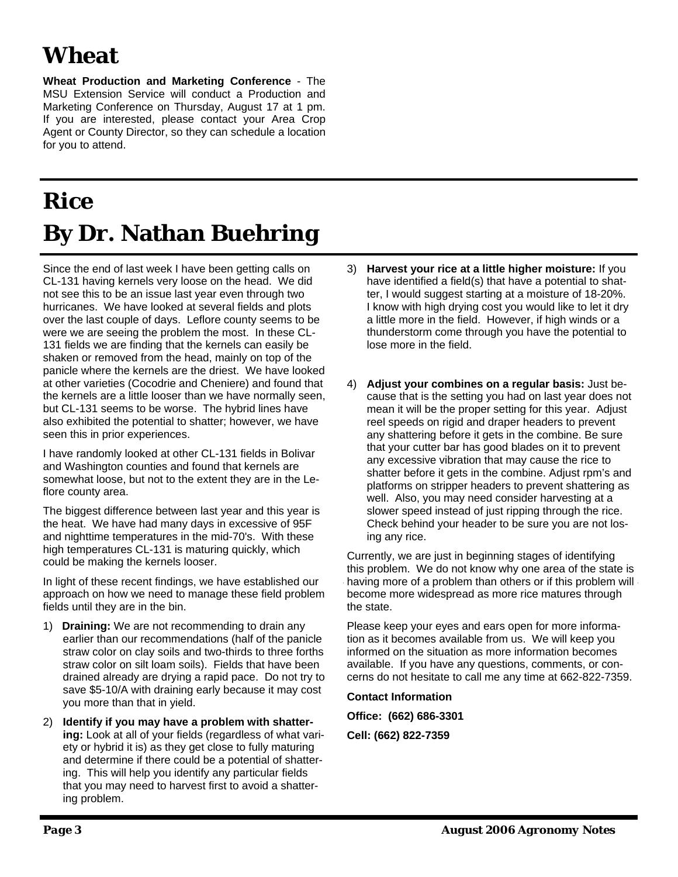# Wheat

**Wheat Production and Marketing Conference** - The MSU Extension Service will conduct a Production and Marketing Conference on Thursday, August 17 at 1 pm. If you are interested, please contact your Area Crop Agent or County Director, so they can schedule a location for you to attend.

# Rice

# By Dr. Nathan Buehring

Since the end of last week I have been getting calls on CL-131 having kernels very loose on the head. We did not see this to be an issue last year even through two hurricanes. We have looked at several fields and plots over the last couple of days. Leflore county seems to be were we are seeing the problem the most. In these CL-131 fields we are finding that the kernels can easily be shaken or removed from the head, mainly on top of the panicle where the kernels are the driest. We have looked at other varieties (Cocodrie and Cheniere) and found that the kernels are a little looser than we have normally seen, but CL-131 seems to be worse. The hybrid lines have also exhibited the potential to shatter; however, we have seen this in prior experiences.

I have randomly looked at other CL-131 fields in Bolivar and Washington counties and found that kernels are somewhat loose, but not to the extent they are in the Leflore county area.

The biggest difference between last year and this year is the heat. We have had many days in excessive of 95F and nighttime temperatures in the mid-70's. With these high temperatures CL-131 is maturing quickly, which could be making the kernels looser.

In light of these recent findings, we have established our approach on how we need to manage these field problem fields until they are in the bin.

1) **Draining:** We are not recommending to drain any earlier than our recommendations (half of the panicle straw color on clay soils and two-thirds to three forths straw color on silt loam soils). Fields that have been drained already are drying a rapid pace. Do not try to save $5-10/A with draining early because it may cost you more than that in yield.

2) **Identify if you may have a problem with shattering:** Look at all of your fields (regardless of what variety or hybrid it is) as they get close to fully maturing and determine if there could be a potential of shattering. This will help you identify any particular fields that you may need to harvest first to avoid a shattering problem.

3) **Harvest your rice at a little higher moisture:** If you have identified a field(s) that have a potential to shatter, I would suggest starting at a moisture of 18-20%. I know with high drying cost you would like to let it dry a little more in the field. However, if high winds or a thunderstorm come through you have the potential to lose more in the field.

4) **Adjust your combines on a regular basis:** Just because that is the setting you had on last year does not mean it will be the proper setting for this year. Adjust reel speeds on rigid and draper headers to prevent any shattering before it gets in the combine. Be sure that your cutter bar has good blades on it to prevent any excessive vibration that may cause the rice to shatter before it gets in the combine. Adjust rpm's and platforms on stripper headers to prevent shattering as well. Also, you may need consider harvesting at a slower speed instead of just ripping through the rice. Check behind your header to be sure you are not losing any rice.

Currently, we are just in beginning stages of identifying this problem. We do not know why one area of the state is having more of a problem than others or if this problem will become more widespread as more rice matures through the state.

Please keep your eyes and ears open for more information as it becomes available from us. We will keep you informed on the situation as more information becomes available. If you have any questions, comments, or concerns do not hesitate to call me any time at 662-822-7359.

**Contact Information**

**Office: (662) 686-3301**

**Cell: (662) 822-7359**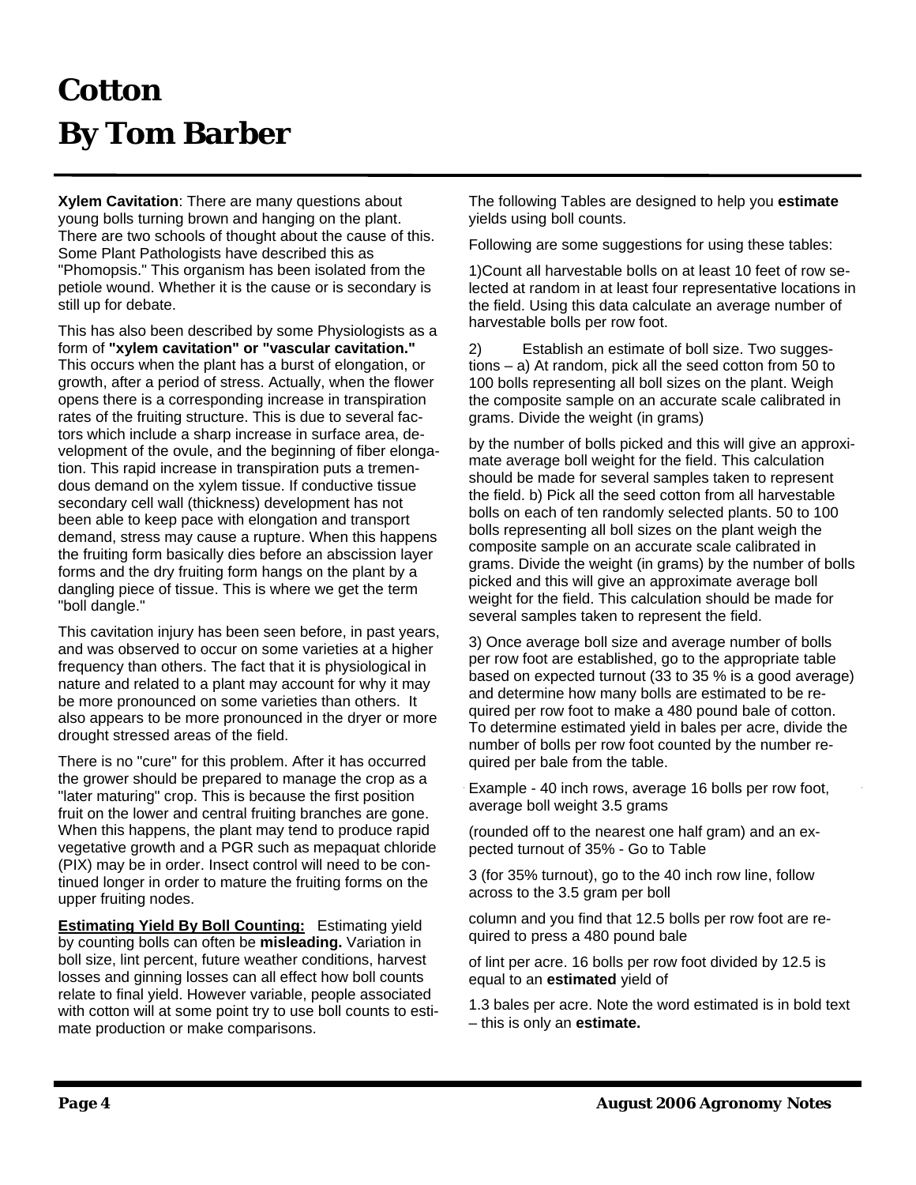# Cotton

# By Tom Barber

**Xylem Cavitation**: There are many questions about young bolls turning brown and hanging on the plant. There are two schools of thought about the cause of this. Some Plant Pathologists have described this as "Phomopsis." This organism has been isolated from the petiole wound. Whether it is the cause or is secondary is still up for debate.

This has also been described by some Physiologists as a form of **"xylem cavitation" or "vascular cavitation."** This occurs when the plant has a burst of elongation, or growth, after a period of stress. Actually, when the flower opens there is a corresponding increase in transpiration rates of the fruiting structure. This is due to several factors which include a sharp increase in surface area, development of the ovule, and the beginning of fiber elongation. This rapid increase in transpiration puts a tremendous demand on the xylem tissue. If conductive tissue secondary cell wall (thickness) development has not been able to keep pace with elongation and transport demand, stress may cause a rupture. When this happens the fruiting form basically dies before an abscission layer forms and the dry fruiting form hangs on the plant by a dangling piece of tissue. This is where we get the term "boll dangle."

This cavitation injury has been seen before, in past years, and was observed to occur on some varieties at a higher frequency than others. The fact that it is physiological in nature and related to a plant may account for why it may be more pronounced on some varieties than others. It also appears to be more pronounced in the dryer or more drought stressed areas of the field.

There is no "cure" for this problem. After it has occurred the grower should be prepared to manage the crop as a "later maturing" crop. This is because the first position fruit on the lower and central fruiting branches are gone. When this happens, the plant may tend to produce rapid vegetative growth and a PGR such as mepaquat chloride (PIX) may be in order. Insect control will need to be continued longer in order to mature the fruiting forms on the upper fruiting nodes.

**Estimating Yield By Boll Counting:** Estimating yield by counting bolls can often be **misleading.** Variation in boll size, lint percent, future weather conditions, harvest losses and ginning losses can all effect how boll counts relate to final yield. However variable, people associated with cotton will at some point try to use boll counts to estimate production or make comparisons.

The following Tables are designed to help you **estimate** yields using boll counts.

Following are some suggestions for using these tables:

1) Count all harvestable bolls on at least 10 feet of row selected at random in at least four representative locations in the field. Using this data calculate an average number of harvestable bolls per row foot.

2) Establish an estimate of boll size. Two suggestions – a) At random, pick all the seed cotton from 50 to 100 bolls representing all boll sizes on the plant. Weigh the composite sample on an accurate scale calibrated in grams. Divide the weight (in grams) by the number of bolls picked and this will give an approximate average boll weight for the field. This calculation should be made for several samples taken to represent the field. b) Pick all the seed cotton from all harvestable bolls on each of ten randomly selected plants. 50 to 100 bolls representing all boll sizes on the plant weigh the composite sample on an accurate scale calibrated in grams. Divide the weight (in grams) by the number of bolls picked and this will give an approximate average boll weight for the field. This calculation should be made for several samples taken to represent the field.

3) Once average boll size and average number of bolls per row foot are established, go to the appropriate table based on expected turnout (33 to 35 % is a good average) and determine how many bolls are estimated to be required per row foot to make a 480 pound bale of cotton. To determine estimated yield in bales per acre, divide the number of bolls per row foot counted by the number required per bale from the table.

Example - 40 inch rows, average 16 bolls per row foot, average boll weight 3.5 grams (rounded off to the nearest one half gram) and an expected turnout of 35% - Go to Table 3 (for 35% turnout), go to the 40 inch row line, follow across to the 3.5 gram per boll column and you find that 12.5 bolls per row foot are required to press a 480 pound bale of lint per acre. 16 bolls per row foot divided by 12.5 is equal to an **estimated** yield of 1.3 bales per acre. Note the word estimated is in bold text – this is only an **estimate.**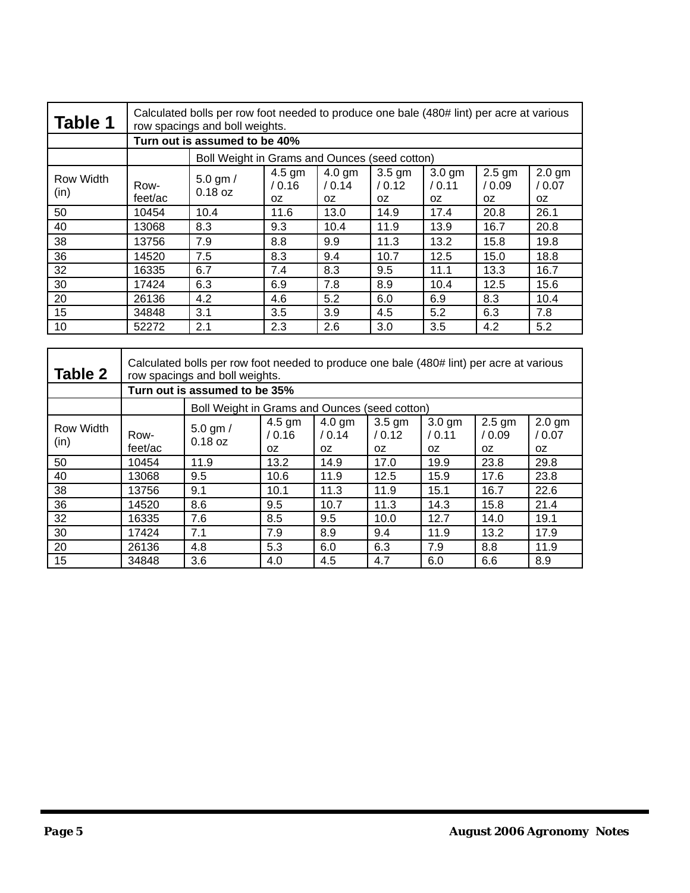| **Table 1** | Calculated bolls per row foot needed to produce one bale (480# lint) per acre at various row spacings and boll weights. | | | | | | | |
|---|---|---|---|---|---|---|---|---|
| | **Turn out is assumed to be 40%** | | | | | | | |
| | | Boll Weight in Grams and Ounces (seed cotton) | | | | | | |
| Row Width (in) | Row-feet/ac | 5.0 gm / 0.18 oz | 4.5 gm / 0.16 oz | 4.0 gm / 0.14 oz | 3.5 gm / 0.12 oz | 3.0 gm / 0.11 oz | 2.5 gm / 0.09 oz | 2.0 gm / 0.07 oz |
| 50 | 10454 | 10.4 | 11.6 | 13.0 | 14.9 | 17.4 | 20.8 | 26.1 |
| 40 | 13068 | 8.3 | 9.3 | 10.4 | 11.9 | 13.9 | 16.7 | 20.8 |
| 38 | 13756 | 7.9 | 8.8 | 9.9 | 11.3 | 13.2 | 15.8 | 19.8 |
| 36 | 14520 | 7.5 | 8.3 | 9.4 | 10.7 | 12.5 | 15.0 | 18.8 |
| 32 | 16335 | 6.7 | 7.4 | 8.3 | 9.5 | 11.1 | 13.3 | 16.7 |
| 30 | 17424 | 6.3 | 6.9 | 7.8 | 8.9 | 10.4 | 12.5 | 15.6 |
| 20 | 26136 | 4.2 | 4.6 | 5.2 | 6.0 | 6.9 | 8.3 | 10.4 |
| 15 | 34848 | 3.1 | 3.5 | 3.9 | 4.5 | 5.2 | 6.3 | 7.8 |
| 10 | 52272 | 2.1 | 2.3 | 2.6 | 3.0 | 3.5 | 4.2 | 5.2 |

| **Table 2** | Calculated bolls per row foot needed to produce one bale (480# lint) per acre at various row spacings and boll weights. | | | | | | | |
|---|---|---|---|---|---|---|---|---|
| | **Turn out is assumed to be 35%** | | | | | | | |
| | | Boll Weight in Grams and Ounces (seed cotton) | | | | | | |
| Row Width (in) | Row-feet/ac | 5.0 gm / 0.18 oz | 4.5 gm / 0.16 oz | 4.0 gm / 0.14 oz | 3.5 gm / 0.12 oz | 3.0 gm / 0.11 oz | 2.5 gm / 0.09 oz | 2.0 gm / 0.07 oz |
| 50 | 10454 | 11.9 | 13.2 | 14.9 | 17.0 | 19.9 | 23.8 | 29.8 |
| 40 | 13068 | 9.5 | 10.6 | 11.9 | 12.5 | 15.9 | 17.6 | 23.8 |
| 38 | 13756 | 9.1 | 10.1 | 11.3 | 11.9 | 15.1 | 16.7 | 22.6 |
| 36 | 14520 | 8.6 | 9.5 | 10.7 | 11.3 | 14.3 | 15.8 | 21.4 |
| 32 | 16335 | 7.6 | 8.5 | 9.5 | 10.0 | 12.7 | 14.0 | 19.1 |
| 30 | 17424 | 7.1 | 7.9 | 8.9 | 9.4 | 11.9 | 13.2 | 17.9 |
| 20 | 26136 | 4.8 | 5.3 | 6.0 | 6.3 | 7.9 | 8.8 | 11.9 |
| 15 | 34848 | 3.6 | 4.0 | 4.5 | 4.7 | 6.0 | 6.6 | 8.9 |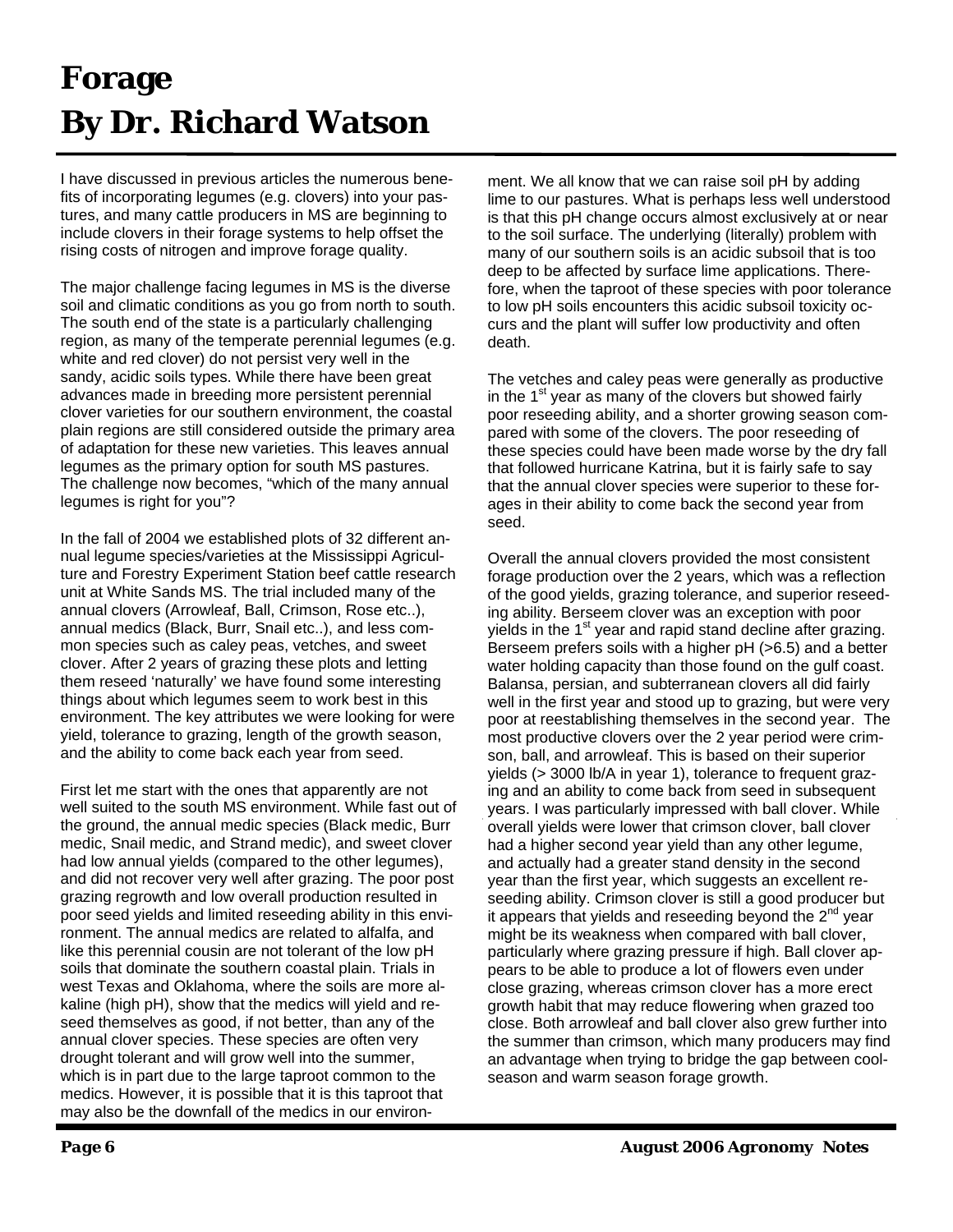# Forage
# By Dr. Richard Watson

I have discussed in previous articles the numerous benefits of incorporating legumes (e.g. clovers) into your pastures, and many cattle producers in MS are beginning to include clovers in their forage systems to help offset the rising costs of nitrogen and improve forage quality.

The major challenge facing legumes in MS is the diverse soil and climatic conditions as you go from north to south. The south end of the state is a particularly challenging region, as many of the temperate perennial legumes (e.g. white and red clover) do not persist very well in the sandy, acidic soils types. While there have been great advances made in breeding more persistent perennial clover varieties for our southern environment, the coastal plain regions are still considered outside the primary area of adaptation for these new varieties. This leaves annual legumes as the primary option for south MS pastures. The challenge now becomes, "which of the many annual legumes is right for you"?

In the fall of 2004 we established plots of 32 different annual legume species/varieties at the Mississippi Agriculture and Forestry Experiment Station beef cattle research unit at White Sands MS. The trial included many of the annual clovers (Arrowleaf, Ball, Crimson, Rose etc..), annual medics (Black, Burr, Snail etc..), and less common species such as caley peas, vetches, and sweet clover. After 2 years of grazing these plots and letting them reseed 'naturally' we have found some interesting things about which legumes seem to work best in this environment. The key attributes we were looking for were yield, tolerance to grazing, length of the growth season, and the ability to come back each year from seed.

First let me start with the ones that apparently are not well suited to the south MS environment. While fast out of the ground, the annual medic species (Black medic, Burr medic, Snail medic, and Strand medic), and sweet clover had low annual yields (compared to the other legumes), and did not recover very well after grazing. The poor post grazing regrowth and low overall production resulted in poor seed yields and limited reseeding ability in this environment. The annual medics are related to alfalfa, and like this perennial cousin are not tolerant of the low pH soils that dominate the southern coastal plain. Trials in west Texas and Oklahoma, where the soils are more alkaline (high pH), show that the medics will yield and reseed themselves as good, if not better, than any of the annual clover species. These species are often very drought tolerant and will grow well into the summer, which is in part due to the large taproot common to the medics. However, it is possible that it is this taproot that may also be the downfall of the medics in our environment. We all know that we can raise soil pH by adding lime to our pastures. What is perhaps less well understood is that this pH change occurs almost exclusively at or near to the soil surface. The underlying (literally) problem with many of our southern soils is an acidic subsoil that is too deep to be affected by surface lime applications. Therefore, when the taproot of these species with poor tolerance to low pH soils encounters this acidic subsoil toxicity occurs and the plant will suffer low productivity and often death.

The vetches and caley peas were generally as productive in the 1st year as many of the clovers but showed fairly poor reseeding ability, and a shorter growing season compared with some of the clovers. The poor reseeding of these species could have been made worse by the dry fall that followed hurricane Katrina, but it is fairly safe to say that the annual clover species were superior to these forages in their ability to come back the second year from seed.

Overall the annual clovers provided the most consistent forage production over the 2 years, which was a reflection of the good yields, grazing tolerance, and superior reseeding ability. Berseem clover was an exception with poor yields in the 1st year and rapid stand decline after grazing. Berseem prefers soils with a higher pH (>6.5) and a better water holding capacity than those found on the gulf coast. Balansa, persian, and subterranean clovers all did fairly well in the first year and stood up to grazing, but were very poor at reestablishing themselves in the second year. The most productive clovers over the 2 year period were crimson, ball, and arrowleaf. This is based on their superior yields (> 3000 lb/A in year 1), tolerance to frequent grazing and an ability to come back from seed in subsequent years. I was particularly impressed with ball clover. While overall yields were lower that crimson clover, ball clover had a higher second year yield than any other legume, and actually had a greater stand density in the second year than the first year, which suggests an excellent reseeding ability. Crimson clover is still a good producer but it appears that yields and reseeding beyond the 2nd year might be its weakness when compared with ball clover, particularly where grazing pressure if high. Ball clover appears to be able to produce a lot of flowers even under close grazing, whereas crimson clover has a more erect growth habit that may reduce flowering when grazed too close. Both arrowleaf and ball clover also grew further into the summer than crimson, which many producers may find an advantage when trying to bridge the gap between cool-season and warm season forage growth.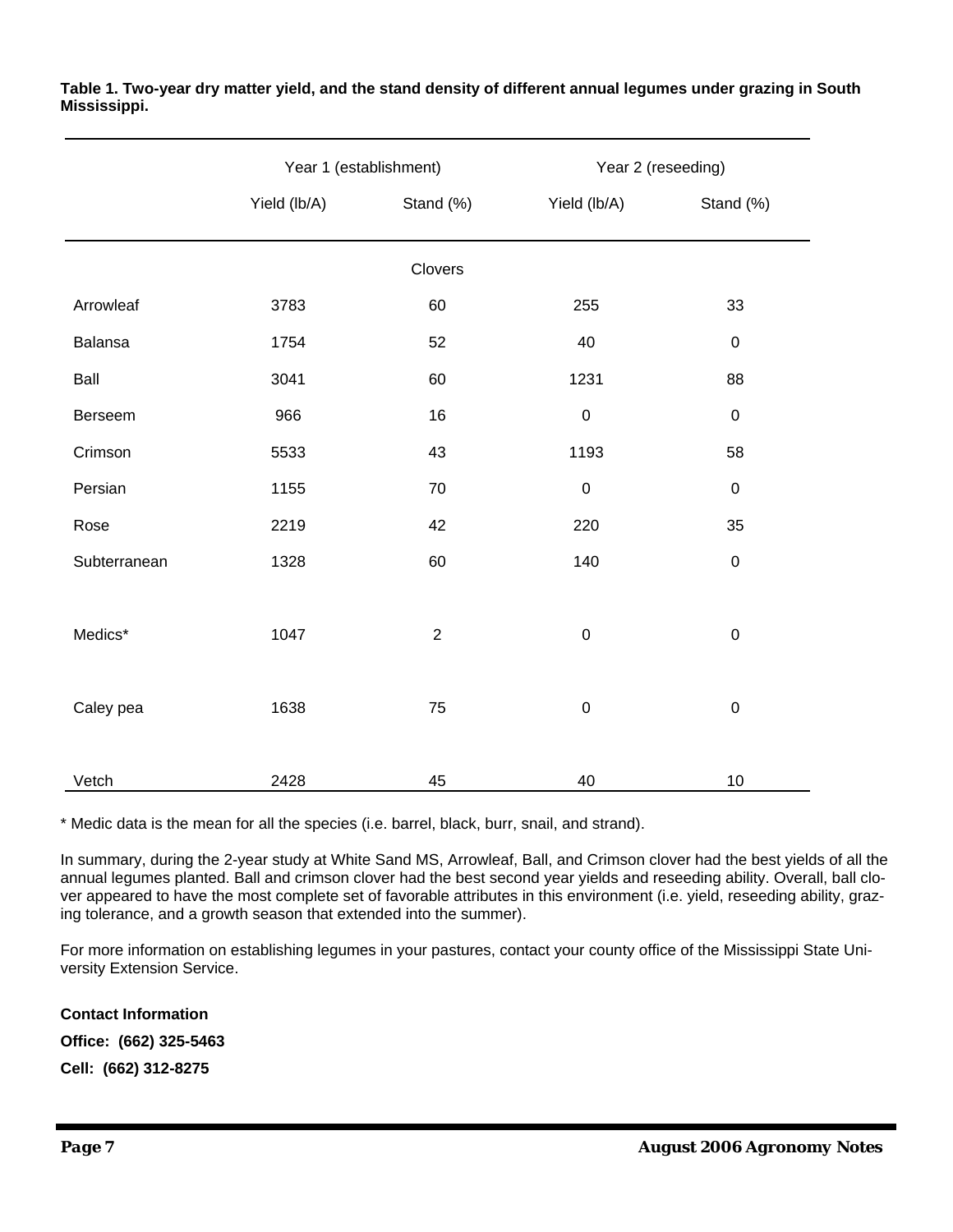**Table 1. Two-year dry matter yield, and the stand density of different annual legumes under grazing in South Mississippi.**

| | Year 1 (establishment) | | Year 2 (reseeding) | |
|---|---|---|---|---|
| | Yield (lb/A) | Stand (%) | Yield (lb/A) | Stand (%) |
| | | Clovers | | |
| Arrowleaf | 3783 | 60 | 255 | 33 |
| Balansa | 1754 | 52 | 40 | 0 |
| Ball | 3041 | 60 | 1231 | 88 |
| Berseem | 966 | 16 | 0 | 0 |
| Crimson | 5533 | 43 | 1193 | 58 |
| Persian | 1155 | 70 | 0 | 0 |
| Rose | 2219 | 42 | 220 | 35 |
| Subterranean | 1328 | 60 | 140 | 0 |
| Medics* | 1047 | 2 | 0 | 0 |
| Caley pea | 1638 | 75 | 0 | 0 |
| Vetch | 2428 | 45 | 40 | 10 |

* Medic data is the mean for all the species (i.e. barrel, black, burr, snail, and strand).

In summary, during the 2-year study at White Sand MS, Arrowleaf, Ball, and Crimson clover had the best yields of all the annual legumes planted. Ball and crimson clover had the best second year yields and reseeding ability. Overall, ball clover appeared to have the most complete set of favorable attributes in this environment (i.e. yield, reseeding ability, grazing tolerance, and a growth season that extended into the summer).

For more information on establishing legumes in your pastures, contact your county office of the Mississippi State University Extension Service.

**Contact Information**

**Office: (662) 325-5463**

**Cell: (662) 312-8275**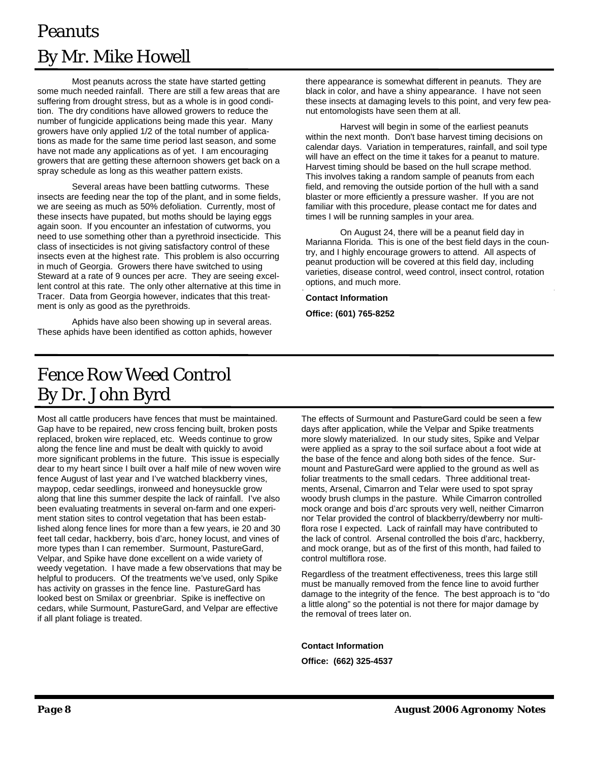# Peanuts
# By Mr. Mike Howell

Most peanuts across the state have started getting some much needed rainfall. There are still a few areas that are suffering from drought stress, but as a whole is in good condition. The dry conditions have allowed growers to reduce the number of fungicide applications being made this year. Many growers have only applied 1/2 of the total number of applications as made for the same time period last season, and some have not made any applications as of yet. I am encouraging growers that are getting these afternoon showers get back on a spray schedule as long as this weather pattern exists.

Several areas have been battling cutworms. These insects are feeding near the top of the plant, and in some fields, we are seeing as much as 50% defoliation. Currently, most of these insects have pupated, but moths should be laying eggs again soon. If you encounter an infestation of cutworms, you need to use something other than a pyrethroid insecticide. This class of insecticides is not giving satisfactory control of these insects even at the highest rate. This problem is also occurring in much of Georgia. Growers there have switched to using Steward at a rate of 9 ounces per acre. They are seeing excellent control at this rate. The only other alternative at this time in Tracer. Data from Georgia however, indicates that this treatment is only as good as the pyrethroids.

Aphids have also been showing up in several areas. These aphids have been identified as cotton aphids, however there appearance is somewhat different in peanuts. They are black in color, and have a shiny appearance. I have not seen these insects at damaging levels to this point, and very few peanut entomologists have seen them at all.

Harvest will begin in some of the earliest peanuts within the next month. Don't base harvest timing decisions on calendar days. Variation in temperatures, rainfall, and soil type will have an effect on the time it takes for a peanut to mature. Harvest timing should be based on the hull scrape method. This involves taking a random sample of peanuts from each field, and removing the outside portion of the hull with a sand blaster or more efficiently a pressure washer. If you are not familiar with this procedure, please contact me for dates and times I will be running samples in your area.

On August 24, there will be a peanut field day in Marianna Florida. This is one of the best field days in the country, and I highly encourage growers to attend. All aspects of peanut production will be covered at this field day, including varieties, disease control, weed control, insect control, rotation options, and much more.

**Contact Information**

**Office: (601) 765-8252**

# Fence Row Weed Control
# By Dr. John Byrd

Most all cattle producers have fences that must be maintained. Gap have to be repaired, new cross fencing built, broken posts replaced, broken wire replaced, etc. Weeds continue to grow along the fence line and must be dealt with quickly to avoid more significant problems in the future. This issue is especially dear to my heart since I built over a half mile of new woven wire fence August of last year and I've watched blackberry vines, maypop, cedar seedlings, ironweed and honeysuckle grow along that line this summer despite the lack of rainfall. I've also been evaluating treatments in several on-farm and one experiment station sites to control vegetation that has been established along fence lines for more than a few years, ie 20 and 30 feet tall cedar, hackberry, bois d'arc, honey locust, and vines of more types than I can remember. Surmount, PastureGard, Velpar, and Spike have done excellent on a wide variety of weedy vegetation. I have made a few observations that may be helpful to producers. Of the treatments we've used, only Spike has activity on grasses in the fence line. PastureGard has looked best on Smilax or greenbriar. Spike is ineffective on cedars, while Surmount, PastureGard, and Velpar are effective if all plant foliage is treated.

The effects of Surmount and PastureGard could be seen a few days after application, while the Velpar and Spike treatments more slowly materialized. In our study sites, Spike and Velpar were applied as a spray to the soil surface about a foot wide at the base of the fence and along both sides of the fence. Surmount and PastureGard were applied to the ground as well as foliar treatments to the small cedars. Three additional treatments, Arsenal, Cimarron and Telar were used to spot spray woody brush clumps in the pasture. While Cimarron controlled mock orange and bois d'arc sprouts very well, neither Cimarron nor Telar provided the control of blackberry/dewberry nor multiflora rose I expected. Lack of rainfall may have contributed to the lack of control. Arsenal controlled the bois d'arc, hackberry, and mock orange, but as of the first of this month, had failed to control multiflora rose.

Regardless of the treatment effectiveness, trees this large still must be manually removed from the fence line to avoid further damage to the integrity of the fence. The best approach is to "do a little along" so the potential is not there for major damage by the removal of trees later on.

**Contact Information**

**Office: (662) 325-4537**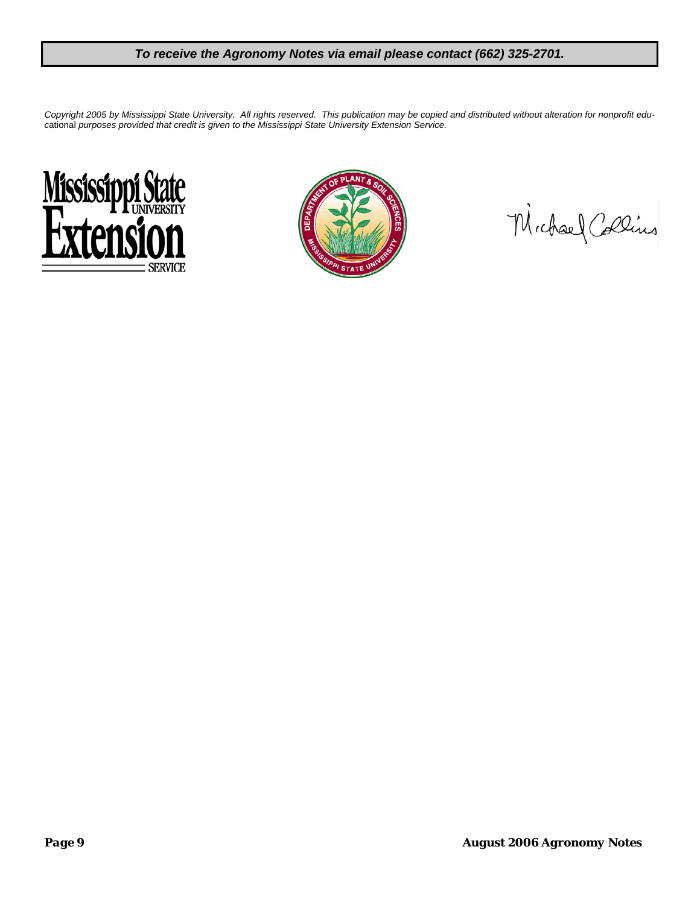***To receive the Agronomy Notes via email please contact (662) 325-2701.***

*Copyright 2005 by Mississippi State University. All rights reserved. This publication may be copied and distributed without alteration for nonprofit educational purposes provided that credit is given to the Mississippi State University Extension Service.*

Michael Collins